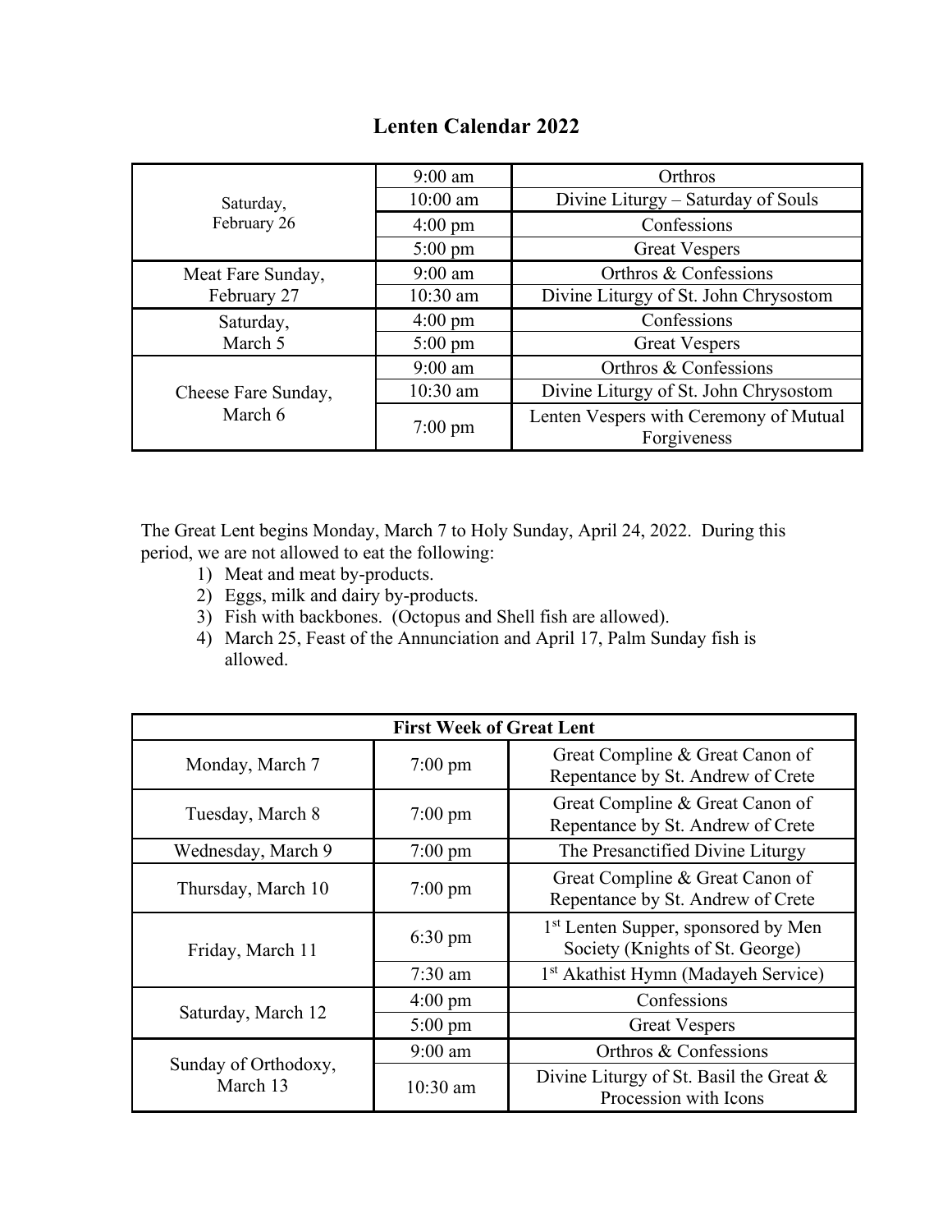# Lenten Calendar 2022

| | | |
|---|---|---|
| Saturday, February 26 | 9:00 am | Orthros |
| | 10:00 am | Divine Liturgy – Saturday of Souls |
| | 4:00 pm | Confessions |
| | 5:00 pm | Great Vespers |
| Meat Fare Sunday, February 27 | 9:00 am | Orthros & Confessions |
| | 10:30 am | Divine Liturgy of St. John Chrysostom |
| Saturday, March 5 | 4:00 pm | Confessions |
| | 5:00 pm | Great Vespers |
| Cheese Fare Sunday, March 6 | 9:00 am | Orthros & Confessions |
| | 10:30 am | Divine Liturgy of St. John Chrysostom |
| | 7:00 pm | Lenten Vespers with Ceremony of Mutual Forgiveness |

The Great Lent begins Monday, March 7 to Holy Sunday, April 24, 2022. During this period, we are not allowed to eat the following:

1) Meat and meat by-products.
2) Eggs, milk and dairy by-products.
3) Fish with backbones. (Octopus and Shell fish are allowed).
4) March 25, Feast of the Annunciation and April 17, Palm Sunday fish is allowed.

| **First Week of Great Lent** | | |
|---|---|---|
| Monday, March 7 | 7:00 pm | Great Compline & Great Canon of Repentance by St. Andrew of Crete |
| Tuesday, March 8 | 7:00 pm | Great Compline & Great Canon of Repentance by St. Andrew of Crete |
| Wednesday, March 9 | 7:00 pm | The Presanctified Divine Liturgy |
| Thursday, March 10 | 7:00 pm | Great Compline & Great Canon of Repentance by St. Andrew of Crete |
| Friday, March 11 | 6:30 pm | 1st Lenten Supper, sponsored by Men Society (Knights of St. George) |
| | 7:30 am | 1st Akathist Hymn (Madayeh Service) |
| Saturday, March 12 | 4:00 pm | Confessions |
| | 5:00 pm | Great Vespers |
| Sunday of Orthodoxy, March 13 | 9:00 am | Orthros & Confessions |
| | 10:30 am | Divine Liturgy of St. Basil the Great & Procession with Icons |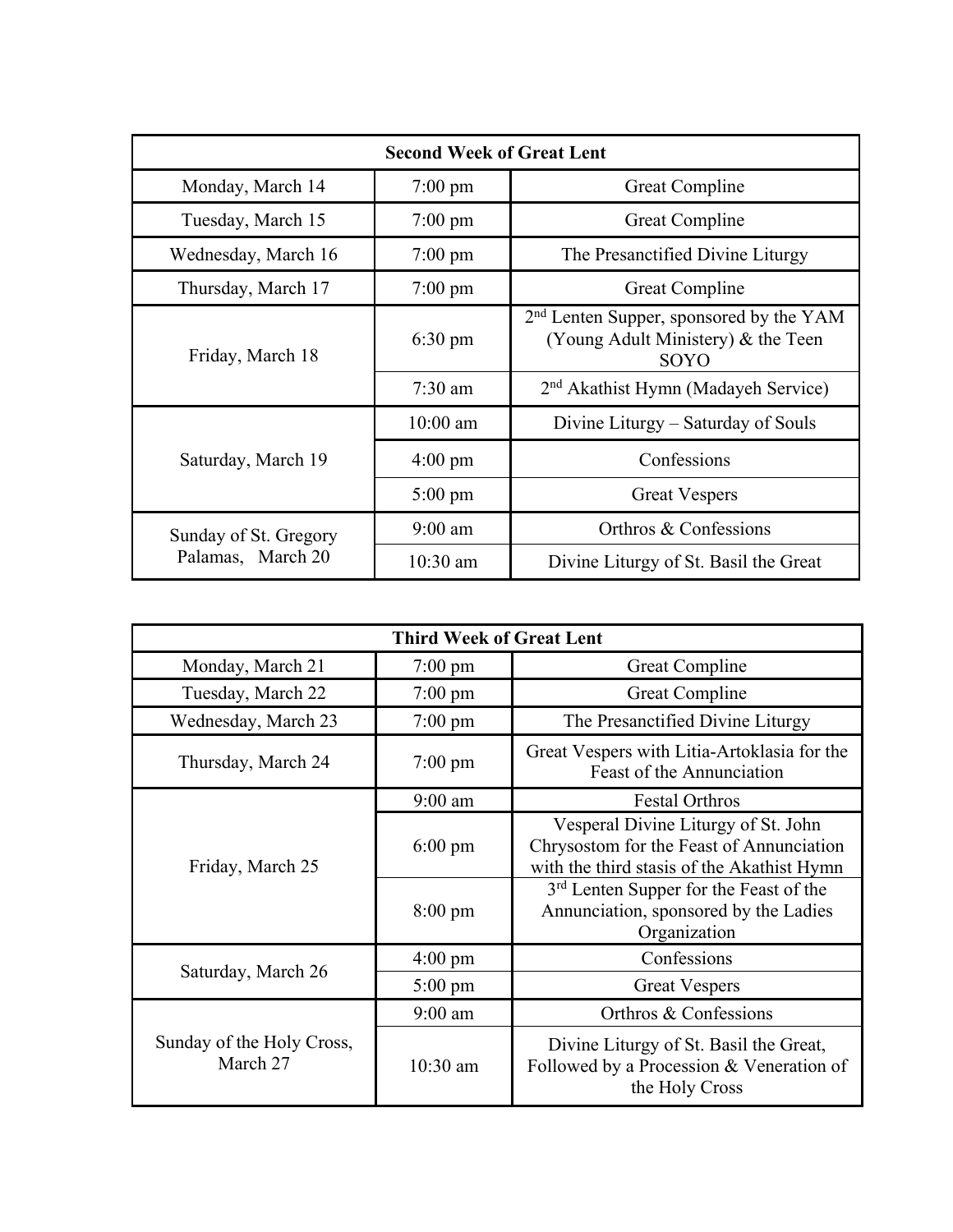| Second Week of Great Lent | | |
|---|---|---|
| Monday, March 14 | 7:00 pm | Great Compline |
| Tuesday, March 15 | 7:00 pm | Great Compline |
| Wednesday, March 16 | 7:00 pm | The Presanctified Divine Liturgy |
| Thursday, March 17 | 7:00 pm | Great Compline |
| Friday, March 18 | 6:30 pm | 2nd Lenten Supper, sponsored by the YAM (Young Adult Ministery) & the Teen SOYO |
| | 7:30 am | 2nd Akathist Hymn (Madayeh Service) |
| Saturday, March 19 | 10:00 am | Divine Liturgy – Saturday of Souls |
| | 4:00 pm | Confessions |
| | 5:00 pm | Great Vespers |
| Sunday of St. Gregory Palamas, March 20 | 9:00 am | Orthros & Confessions |
| | 10:30 am | Divine Liturgy of St. Basil the Great |

| Third Week of Great Lent | | |
|---|---|---|
| Monday, March 21 | 7:00 pm | Great Compline |
| Tuesday, March 22 | 7:00 pm | Great Compline |
| Wednesday, March 23 | 7:00 pm | The Presanctified Divine Liturgy |
| Thursday, March 24 | 7:00 pm | Great Vespers with Litia-Artoklasia for the Feast of the Annunciation |
| Friday, March 25 | 9:00 am | Festal Orthros |
| | 6:00 pm | Vesperal Divine Liturgy of St. John Chrysostom for the Feast of Annunciation with the third stasis of the Akathist Hymn |
| | 8:00 pm | 3rd Lenten Supper for the Feast of the Annunciation, sponsored by the Ladies Organization |
| Saturday, March 26 | 4:00 pm | Confessions |
| | 5:00 pm | Great Vespers |
| Sunday of the Holy Cross, March 27 | 9:00 am | Orthros & Confessions |
| | 10:30 am | Divine Liturgy of St. Basil the Great, Followed by a Procession & Veneration of the Holy Cross |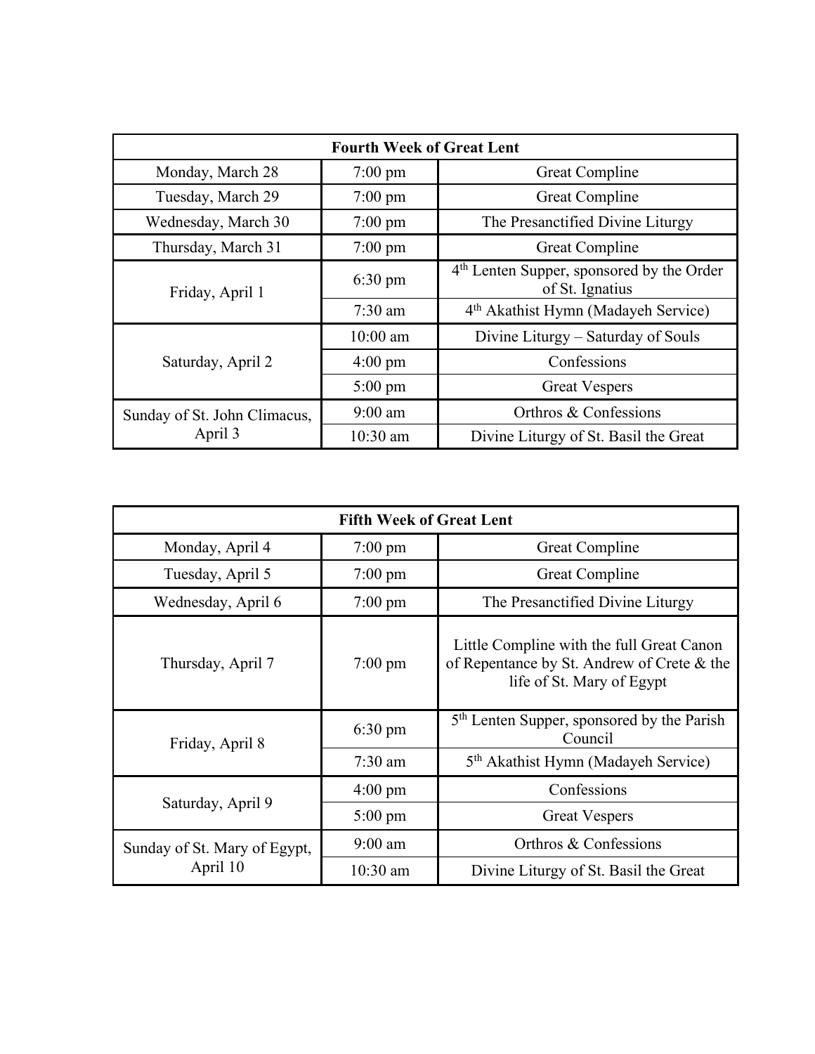| Fourth Week of Great Lent | | |
|---|---|---|
| Monday, March 28 | 7:00 pm | Great Compline |
| Tuesday, March 29 | 7:00 pm | Great Compline |
| Wednesday, March 30 | 7:00 pm | The Presanctified Divine Liturgy |
| Thursday, March 31 | 7:00 pm | Great Compline |
| Friday, April 1 | 6:30 pm | 4th Lenten Supper, sponsored by the Order of St. Ignatius |
| | 7:30 am | 4th Akathist Hymn (Madayeh Service) |
| Saturday, April 2 | 10:00 am | Divine Liturgy – Saturday of Souls |
| | 4:00 pm | Confessions |
| | 5:00 pm | Great Vespers |
| Sunday of St. John Climacus, April 3 | 9:00 am | Orthros & Confessions |
| | 10:30 am | Divine Liturgy of St. Basil the Great |

| Fifth Week of Great Lent | | |
|---|---|---|
| Monday, April 4 | 7:00 pm | Great Compline |
| Tuesday, April 5 | 7:00 pm | Great Compline |
| Wednesday, April 6 | 7:00 pm | The Presanctified Divine Liturgy |
| Thursday, April 7 | 7:00 pm | Little Compline with the full Great Canon of Repentance by St. Andrew of Crete & the life of St. Mary of Egypt |
| Friday, April 8 | 6:30 pm | 5th Lenten Supper, sponsored by the Parish Council |
| | 7:30 am | 5th Akathist Hymn (Madayeh Service) |
| Saturday, April 9 | 4:00 pm | Confessions |
| | 5:00 pm | Great Vespers |
| Sunday of St. Mary of Egypt, April 10 | 9:00 am | Orthros & Confessions |
| | 10:30 am | Divine Liturgy of St. Basil the Great |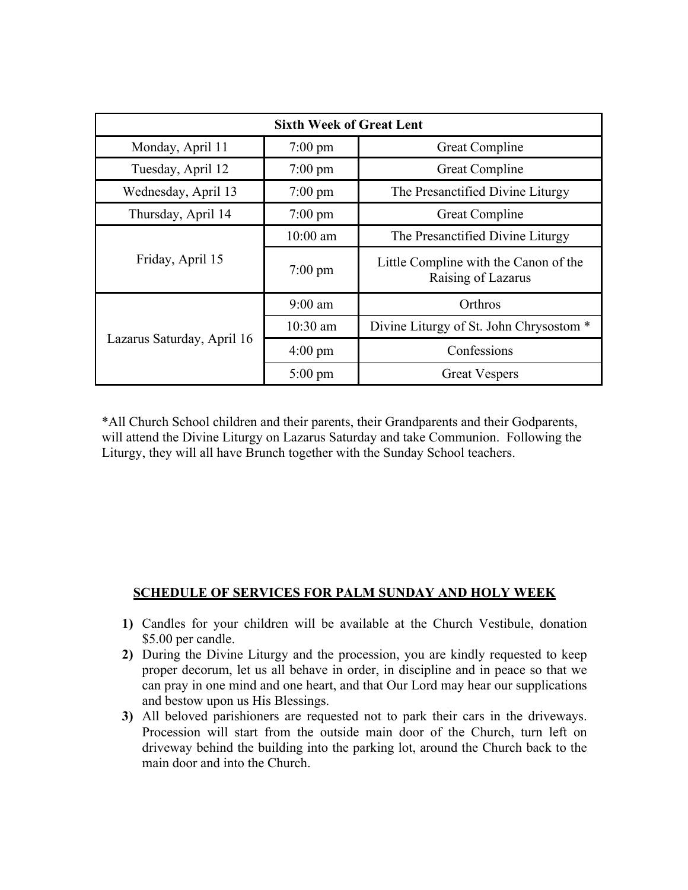| Sixth Week of Great Lent | | |
|---|---|---|
| Monday, April 11 | 7:00 pm | Great Compline |
| Tuesday, April 12 | 7:00 pm | Great Compline |
| Wednesday, April 13 | 7:00 pm | The Presanctified Divine Liturgy |
| Thursday, April 14 | 7:00 pm | Great Compline |
| Friday, April 15 | 10:00 am | The Presanctified Divine Liturgy |
| | 7:00 pm | Little Compline with the Canon of the Raising of Lazarus |
| Lazarus Saturday, April 16 | 9:00 am | Orthros |
| | 10:30 am | Divine Liturgy of St. John Chrysostom * |
| | 4:00 pm | Confessions |
| | 5:00 pm | Great Vespers |

*All Church School children and their parents, their Grandparents and their Godparents, will attend the Divine Liturgy on Lazarus Saturday and take Communion. Following the Liturgy, they will all have Brunch together with the Sunday School teachers.

## SCHEDULE OF SERVICES FOR PALM SUNDAY AND HOLY WEEK

1) Candles for your children will be available at the Church Vestibule, donation $5.00 per candle.
2) During the Divine Liturgy and the procession, you are kindly requested to keep proper decorum, let us all behave in order, in discipline and in peace so that we can pray in one mind and one heart, and that Our Lord may hear our supplications and bestow upon us His Blessings.
3) All beloved parishioners are requested not to park their cars in the driveways. Procession will start from the outside main door of the Church, turn left on driveway behind the building into the parking lot, around the Church back to the main door and into the Church.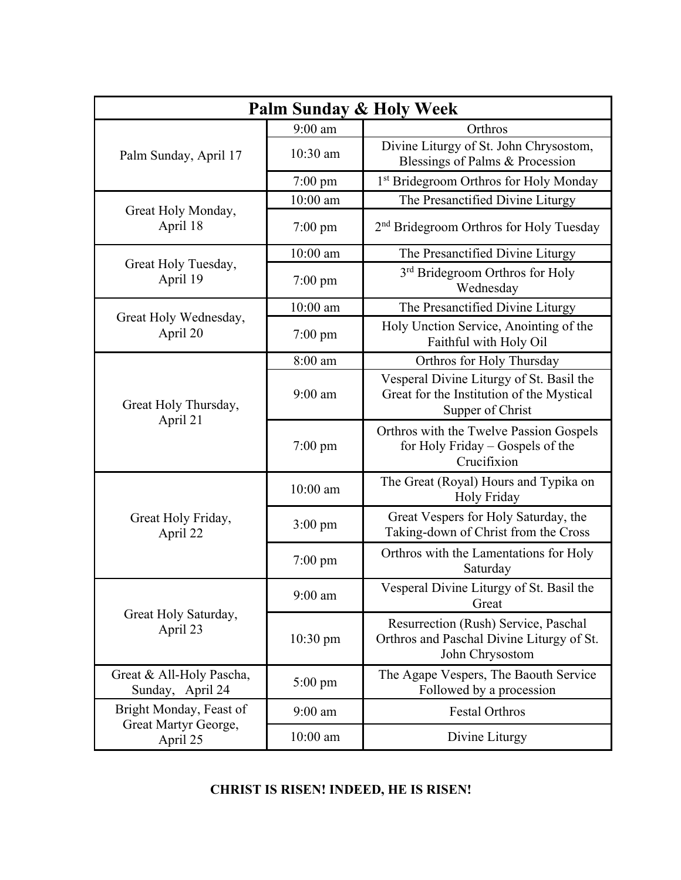| Palm Sunday & Holy Week | | |
|---|---|---|
| Palm Sunday, April 17 | 9:00 am | Orthros |
| | 10:30 am | Divine Liturgy of St. John Chrysostom, Blessings of Palms & Procession |
| | 7:00 pm | 1st Bridegroom Orthros for Holy Monday |
| Great Holy Monday, April 18 | 10:00 am | The Presanctified Divine Liturgy |
| | 7:00 pm | 2nd Bridegroom Orthros for Holy Tuesday |
| Great Holy Tuesday, April 19 | 10:00 am | The Presanctified Divine Liturgy |
| | 7:00 pm | 3rd Bridegroom Orthros for Holy Wednesday |
| Great Holy Wednesday, April 20 | 10:00 am | The Presanctified Divine Liturgy |
| | 7:00 pm | Holy Unction Service, Anointing of the Faithful with Holy Oil |
| Great Holy Thursday, April 21 | 8:00 am | Orthros for Holy Thursday |
| | 9:00 am | Vesperal Divine Liturgy of St. Basil the Great for the Institution of the Mystical Supper of Christ |
| | 7:00 pm | Orthros with the Twelve Passion Gospels for Holy Friday – Gospels of the Crucifixion |
| Great Holy Friday, April 22 | 10:00 am | The Great (Royal) Hours and Typika on Holy Friday |
| | 3:00 pm | Great Vespers for Holy Saturday, the Taking-down of Christ from the Cross |
| | 7:00 pm | Orthros with the Lamentations for Holy Saturday |
| Great Holy Saturday, April 23 | 9:00 am | Vesperal Divine Liturgy of St. Basil the Great |
| | 10:30 pm | Resurrection (Rush) Service, Paschal Orthros and Paschal Divine Liturgy of St. John Chrysostom |
| Great & All-Holy Pascha, Sunday, April 24 | 5:00 pm | The Agape Vespers, The Baouth Service Followed by a procession |
| Bright Monday, Feast of Great Martyr George, April 25 | 9:00 am | Festal Orthros |
| | 10:00 am | Divine Liturgy |

**CHRIST IS RISEN! INDEED, HE IS RISEN!**